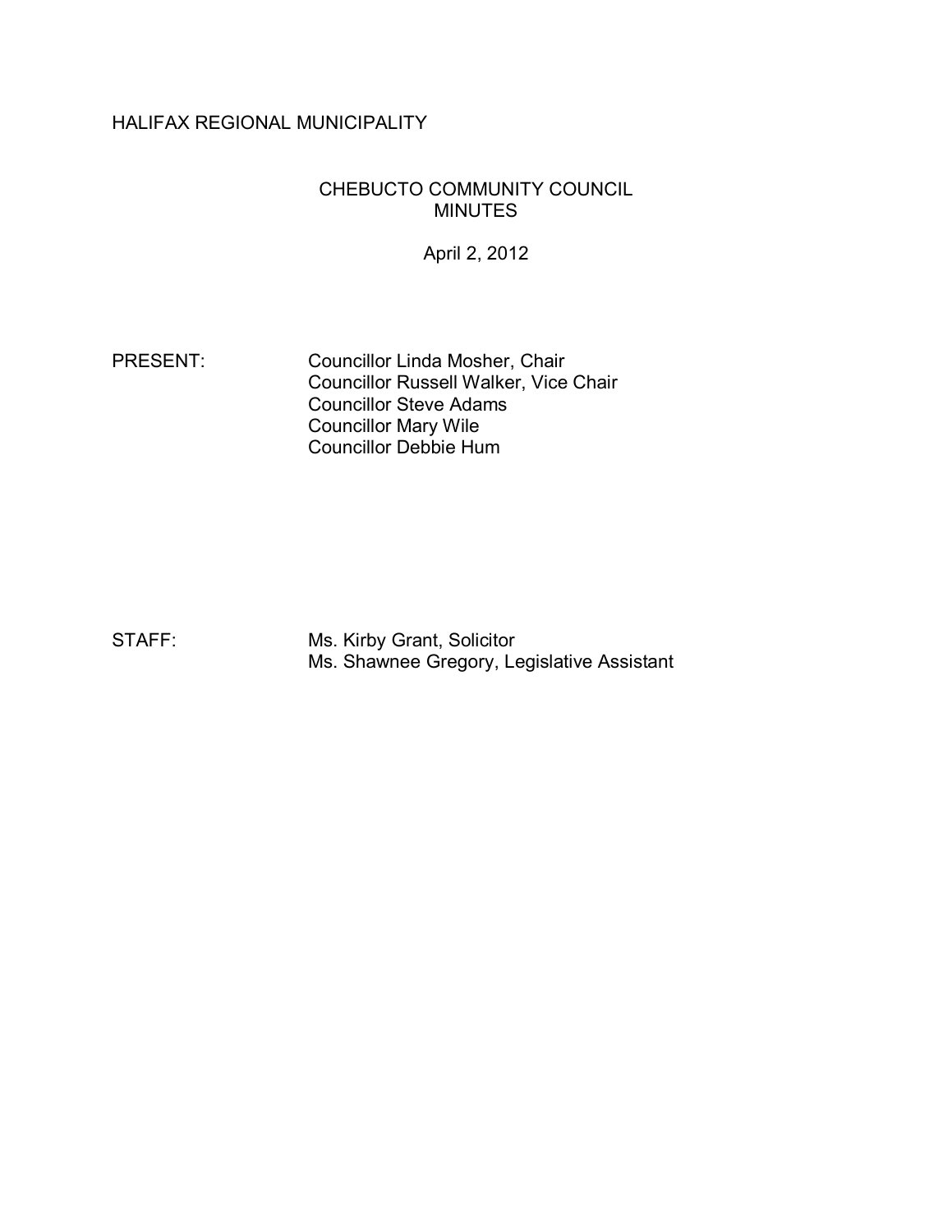HALIFAX REGIONAL MUNICIPALITY

# CHEBUCTO COMMUNITY COUNCIL MINUTES

April 2, 2012

PRESENT: Councillor Linda Mosher, Chair
Councillor Russell Walker, Vice Chair
Councillor Steve Adams
Councillor Mary Wile
Councillor Debbie Hum

STAFF: Ms. Kirby Grant, Solicitor
Ms. Shawnee Gregory, Legislative Assistant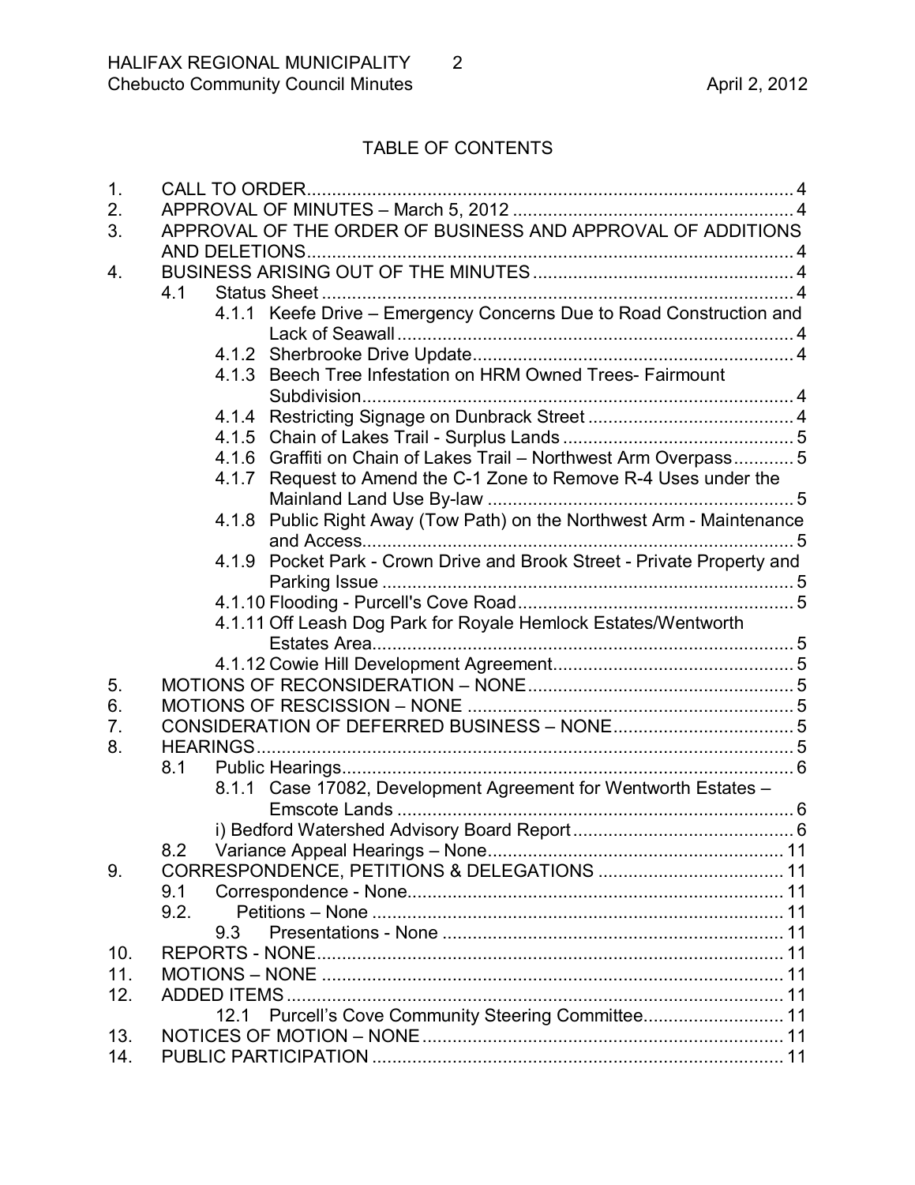# TABLE OF CONTENTS

1. CALL TO ORDER ..... 4
2. APPROVAL OF MINUTES – March 5, 2012 ..... 4
3. APPROVAL OF THE ORDER OF BUSINESS AND APPROVAL OF ADDITIONS AND DELETIONS ..... 4
4. BUSINESS ARISING OUT OF THE MINUTES ..... 4
   - 4.1 Status Sheet ..... 4
     - 4.1.1 Keefe Drive – Emergency Concerns Due to Road Construction and Lack of Seawall ..... 4
     - 4.1.2 Sherbrooke Drive Update ..... 4
     - 4.1.3 Beech Tree Infestation on HRM Owned Trees- Fairmount Subdivision ..... 4
     - 4.1.4 Restricting Signage on Dunbrack Street ..... 4
     - 4.1.5 Chain of Lakes Trail - Surplus Lands ..... 5
     - 4.1.6 Graffiti on Chain of Lakes Trail – Northwest Arm Overpass ..... 5
     - 4.1.7 Request to Amend the C-1 Zone to Remove R-4 Uses under the Mainland Land Use By-law ..... 5
     - 4.1.8 Public Right Away (Tow Path) on the Northwest Arm - Maintenance and Access ..... 5
     - 4.1.9 Pocket Park - Crown Drive and Brook Street - Private Property and Parking Issue ..... 5
     - 4.1.10 Flooding - Purcell's Cove Road ..... 5
     - 4.1.11 Off Leash Dog Park for Royale Hemlock Estates/Wentworth Estates Area ..... 5
     - 4.1.12 Cowie Hill Development Agreement ..... 5
5. MOTIONS OF RECONSIDERATION – NONE ..... 5
6. MOTIONS OF RESCISSION – NONE ..... 5
7. CONSIDERATION OF DEFERRED BUSINESS – NONE ..... 5
8. HEARINGS ..... 5
   - 8.1 Public Hearings ..... 6
     - 8.1.1 Case 17082, Development Agreement for Wentworth Estates – Emscote Lands ..... 6
     - i) Bedford Watershed Advisory Board Report ..... 6
   - 8.2 Variance Appeal Hearings – None ..... 11
9. CORRESPONDENCE, PETITIONS & DELEGATIONS ..... 11
   - 9.1 Correspondence - None ..... 11
   - 9.2. Petitions – None ..... 11
   - 9.3 Presentations - None ..... 11
10. REPORTS - NONE ..... 11
11. MOTIONS – NONE ..... 11
12. ADDED ITEMS ..... 11
    - 12.1 Purcell's Cove Community Steering Committee ..... 11
13. NOTICES OF MOTION – NONE ..... 11
14. PUBLIC PARTICIPATION ..... 11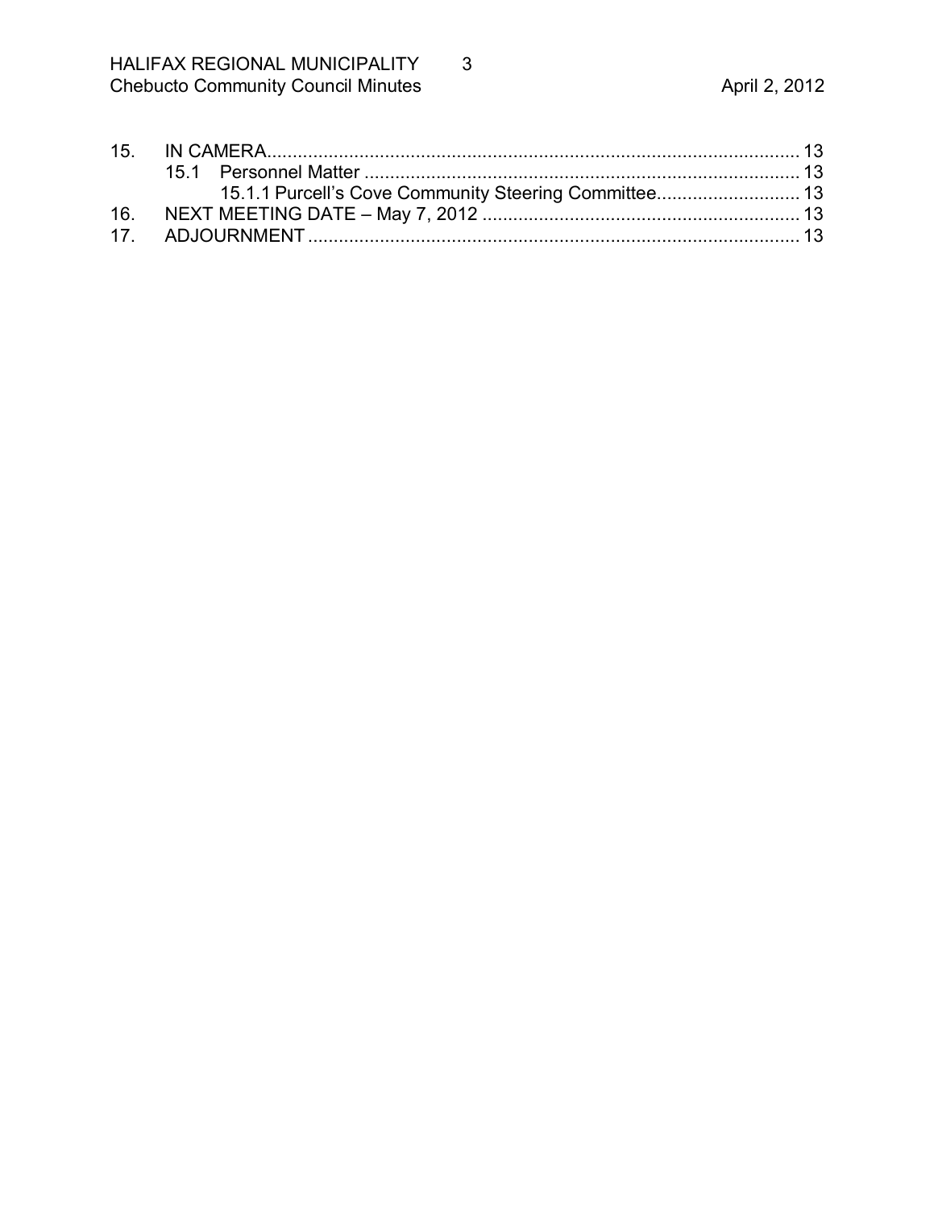15. IN CAMERA ................................................................................................ 13
    15.1 Personnel Matter ..................................................................................... 13
        15.1.1 Purcell's Cove Community Steering Committee ............................ 13
16. NEXT MEETING DATE – May 7, 2012 ............................................................. 13
17. ADJOURNMENT ................................................................................................ 13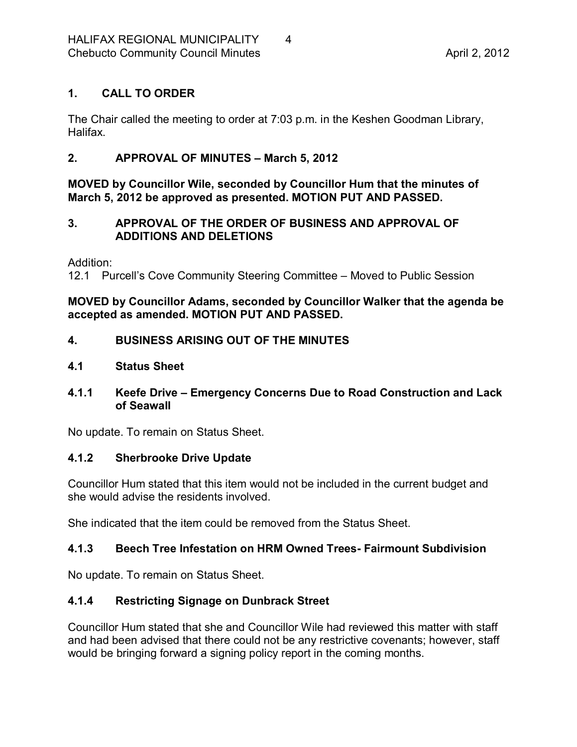## 1. CALL TO ORDER

The Chair called the meeting to order at 7:03 p.m. in the Keshen Goodman Library, Halifax.

## 2. APPROVAL OF MINUTES – March 5, 2012

**MOVED by Councillor Wile, seconded by Councillor Hum that the minutes of March 5, 2012 be approved as presented. MOTION PUT AND PASSED.**

## 3. APPROVAL OF THE ORDER OF BUSINESS AND APPROVAL OF ADDITIONS AND DELETIONS

Addition:
12.1 Purcell's Cove Community Steering Committee – Moved to Public Session

**MOVED by Councillor Adams, seconded by Councillor Walker that the agenda be accepted as amended. MOTION PUT AND PASSED.**

## 4. BUSINESS ARISING OUT OF THE MINUTES

### 4.1 Status Sheet

#### 4.1.1 Keefe Drive – Emergency Concerns Due to Road Construction and Lack of Seawall

No update. To remain on Status Sheet.

#### 4.1.2 Sherbrooke Drive Update

Councillor Hum stated that this item would not be included in the current budget and she would advise the residents involved.

She indicated that the item could be removed from the Status Sheet.

#### 4.1.3 Beech Tree Infestation on HRM Owned Trees- Fairmount Subdivision

No update. To remain on Status Sheet.

#### 4.1.4 Restricting Signage on Dunbrack Street

Councillor Hum stated that she and Councillor Wile had reviewed this matter with staff and had been advised that there could not be any restrictive covenants; however, staff would be bringing forward a signing policy report in the coming months.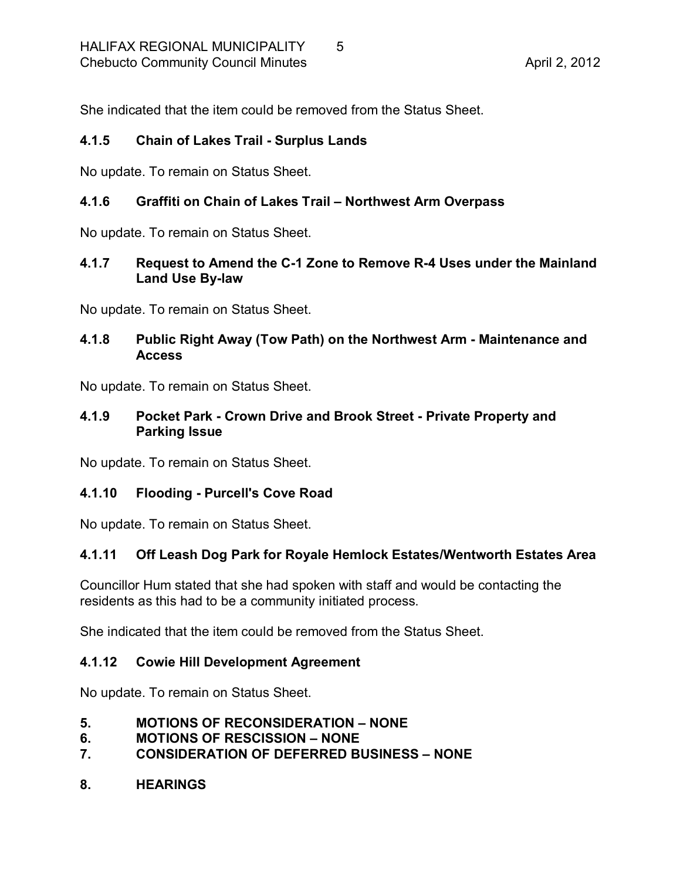She indicated that the item could be removed from the Status Sheet.

**4.1.5 Chain of Lakes Trail - Surplus Lands**

No update. To remain on Status Sheet.

**4.1.6 Graffiti on Chain of Lakes Trail – Northwest Arm Overpass**

No update. To remain on Status Sheet.

**4.1.7 Request to Amend the C-1 Zone to Remove R-4 Uses under the Mainland Land Use By-law**

No update. To remain on Status Sheet.

**4.1.8 Public Right Away (Tow Path) on the Northwest Arm - Maintenance and Access**

No update. To remain on Status Sheet.

**4.1.9 Pocket Park - Crown Drive and Brook Street - Private Property and Parking Issue**

No update. To remain on Status Sheet.

**4.1.10 Flooding - Purcell's Cove Road**

No update. To remain on Status Sheet.

**4.1.11 Off Leash Dog Park for Royale Hemlock Estates/Wentworth Estates Area**

Councillor Hum stated that she had spoken with staff and would be contacting the residents as this had to be a community initiated process.

She indicated that the item could be removed from the Status Sheet.

**4.1.12 Cowie Hill Development Agreement**

No update. To remain on Status Sheet.

**5. MOTIONS OF RECONSIDERATION – NONE**
**6. MOTIONS OF RESCISSION – NONE**
**7. CONSIDERATION OF DEFERRED BUSINESS – NONE**

**8. HEARINGS**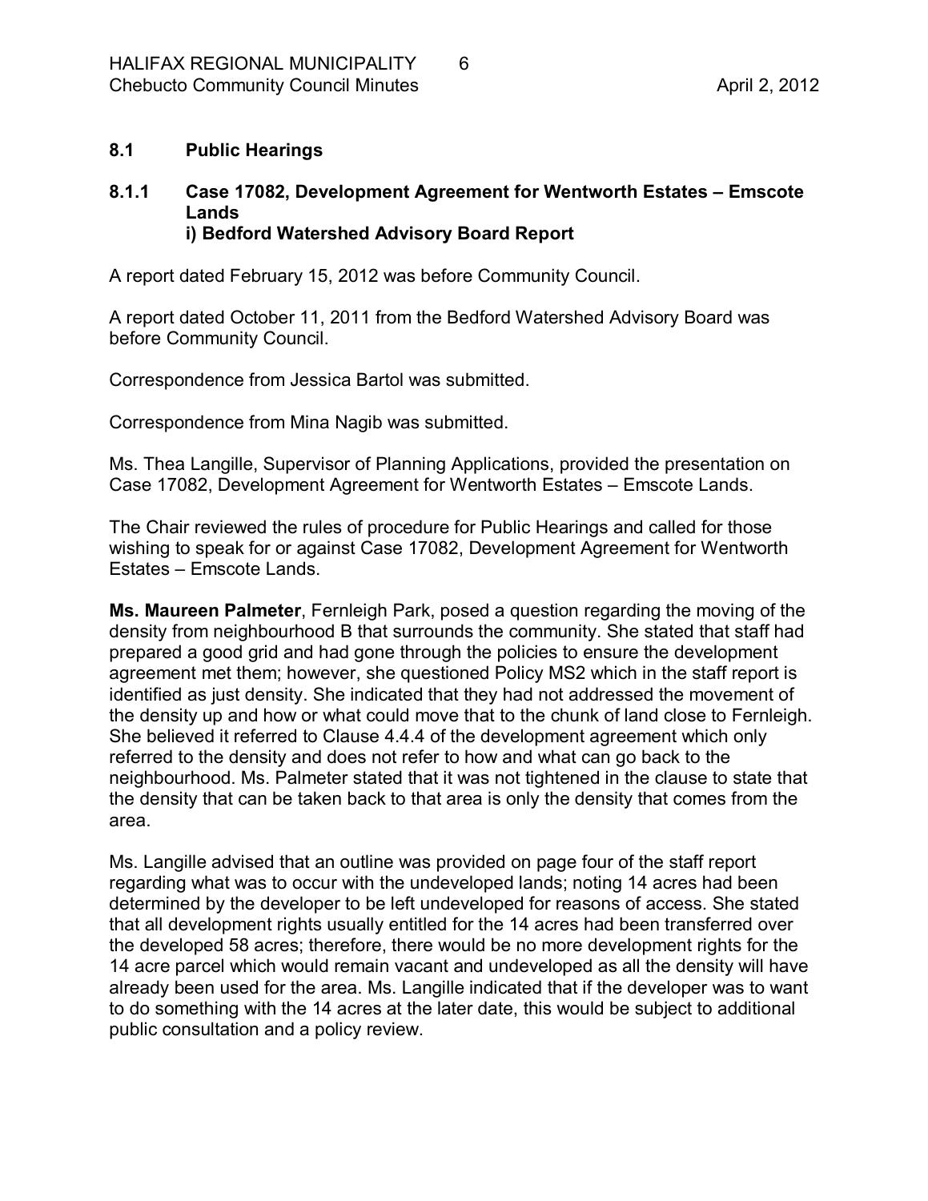## 8.1 Public Hearings

### 8.1.1 Case 17082, Development Agreement for Wentworth Estates – Emscote Lands
### i) Bedford Watershed Advisory Board Report

A report dated February 15, 2012 was before Community Council.

A report dated October 11, 2011 from the Bedford Watershed Advisory Board was before Community Council.

Correspondence from Jessica Bartol was submitted.

Correspondence from Mina Nagib was submitted.

Ms. Thea Langille, Supervisor of Planning Applications, provided the presentation on Case 17082, Development Agreement for Wentworth Estates – Emscote Lands.

The Chair reviewed the rules of procedure for Public Hearings and called for those wishing to speak for or against Case 17082, Development Agreement for Wentworth Estates – Emscote Lands.

**Ms. Maureen Palmeter**, Fernleigh Park, posed a question regarding the moving of the density from neighbourhood B that surrounds the community. She stated that staff had prepared a good grid and had gone through the policies to ensure the development agreement met them; however, she questioned Policy MS2 which in the staff report is identified as just density. She indicated that they had not addressed the movement of the density up and how or what could move that to the chunk of land close to Fernleigh. She believed it referred to Clause 4.4.4 of the development agreement which only referred to the density and does not refer to how and what can go back to the neighbourhood. Ms. Palmeter stated that it was not tightened in the clause to state that the density that can be taken back to that area is only the density that comes from the area.

Ms. Langille advised that an outline was provided on page four of the staff report regarding what was to occur with the undeveloped lands; noting 14 acres had been determined by the developer to be left undeveloped for reasons of access. She stated that all development rights usually entitled for the 14 acres had been transferred over the developed 58 acres; therefore, there would be no more development rights for the 14 acre parcel which would remain vacant and undeveloped as all the density will have already been used for the area. Ms. Langille indicated that if the developer was to want to do something with the 14 acres at the later date, this would be subject to additional public consultation and a policy review.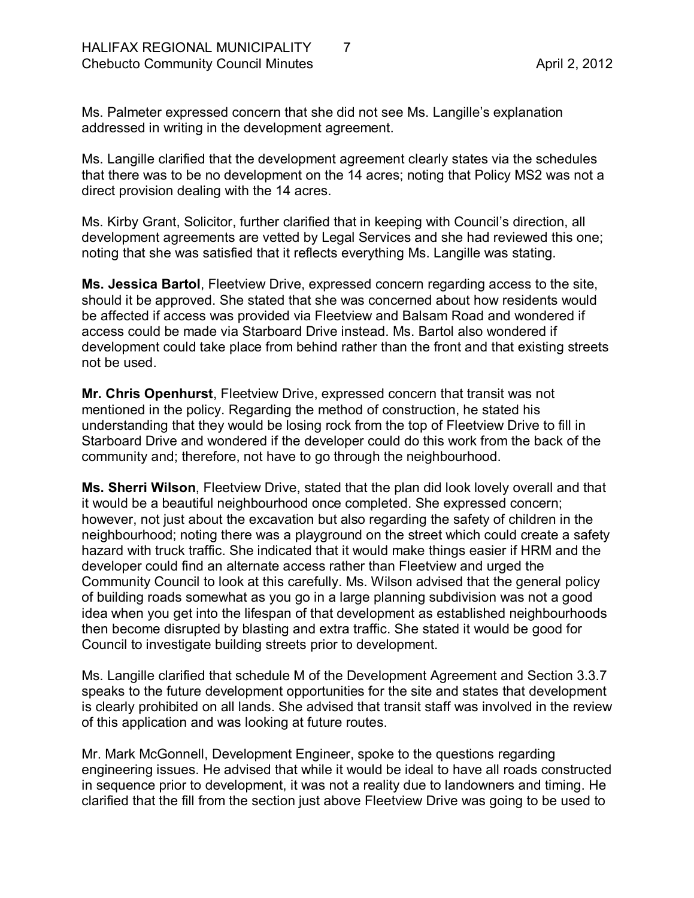Ms. Palmeter expressed concern that she did not see Ms. Langille's explanation addressed in writing in the development agreement.

Ms. Langille clarified that the development agreement clearly states via the schedules that there was to be no development on the 14 acres; noting that Policy MS2 was not a direct provision dealing with the 14 acres.

Ms. Kirby Grant, Solicitor, further clarified that in keeping with Council's direction, all development agreements are vetted by Legal Services and she had reviewed this one; noting that she was satisfied that it reflects everything Ms. Langille was stating.

**Ms. Jessica Bartol**, Fleetview Drive, expressed concern regarding access to the site, should it be approved. She stated that she was concerned about how residents would be affected if access was provided via Fleetview and Balsam Road and wondered if access could be made via Starboard Drive instead. Ms. Bartol also wondered if development could take place from behind rather than the front and that existing streets not be used.

**Mr. Chris Openhurst**, Fleetview Drive, expressed concern that transit was not mentioned in the policy. Regarding the method of construction, he stated his understanding that they would be losing rock from the top of Fleetview Drive to fill in Starboard Drive and wondered if the developer could do this work from the back of the community and; therefore, not have to go through the neighbourhood.

**Ms. Sherri Wilson**, Fleetview Drive, stated that the plan did look lovely overall and that it would be a beautiful neighbourhood once completed. She expressed concern; however, not just about the excavation but also regarding the safety of children in the neighbourhood; noting there was a playground on the street which could create a safety hazard with truck traffic. She indicated that it would make things easier if HRM and the developer could find an alternate access rather than Fleetview and urged the Community Council to look at this carefully. Ms. Wilson advised that the general policy of building roads somewhat as you go in a large planning subdivision was not a good idea when you get into the lifespan of that development as established neighbourhoods then become disrupted by blasting and extra traffic. She stated it would be good for Council to investigate building streets prior to development.

Ms. Langille clarified that schedule M of the Development Agreement and Section 3.3.7 speaks to the future development opportunities for the site and states that development is clearly prohibited on all lands. She advised that transit staff was involved in the review of this application and was looking at future routes.

Mr. Mark McGonnell, Development Engineer, spoke to the questions regarding engineering issues. He advised that while it would be ideal to have all roads constructed in sequence prior to development, it was not a reality due to landowners and timing. He clarified that the fill from the section just above Fleetview Drive was going to be used to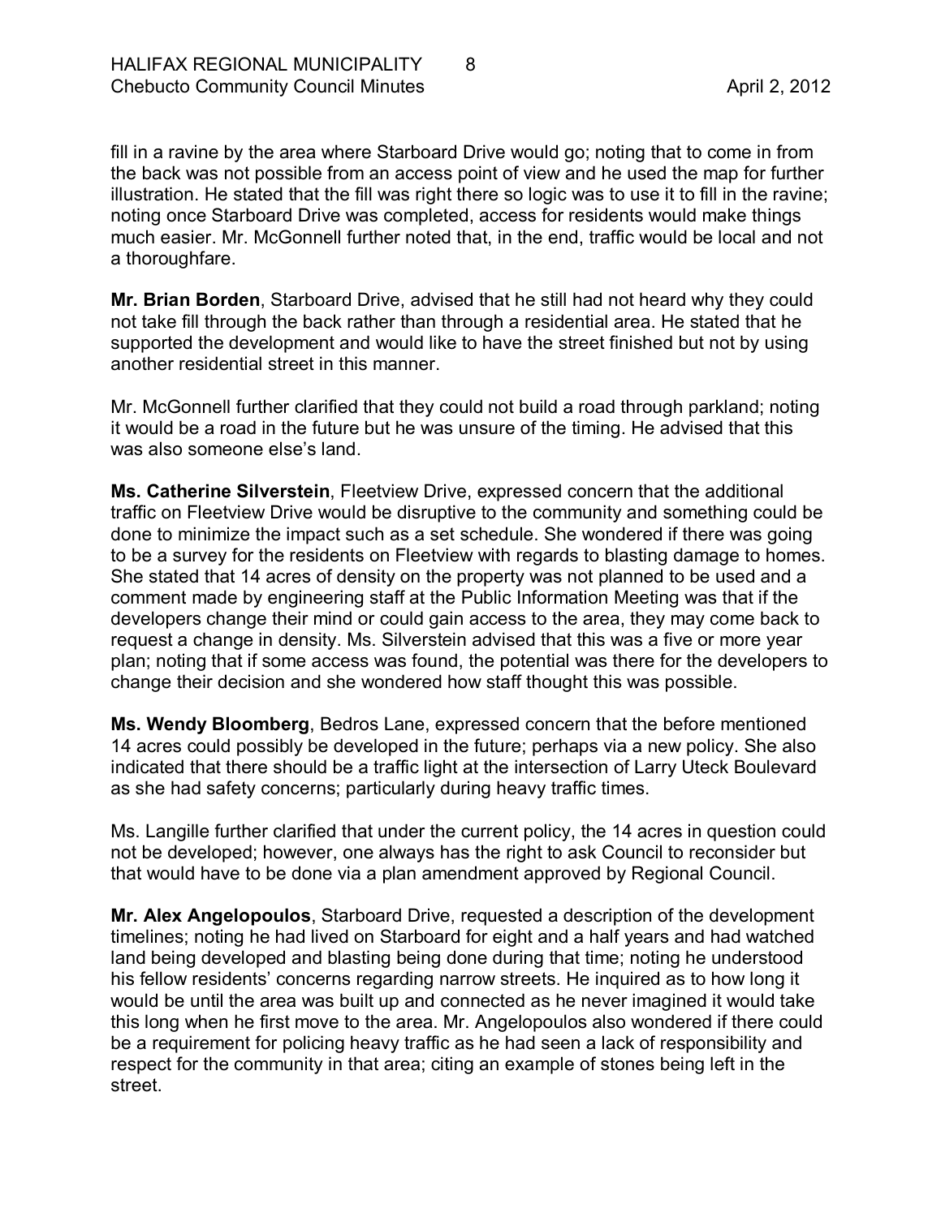fill in a ravine by the area where Starboard Drive would go; noting that to come in from the back was not possible from an access point of view and he used the map for further illustration. He stated that the fill was right there so logic was to use it to fill in the ravine; noting once Starboard Drive was completed, access for residents would make things much easier. Mr. McGonnell further noted that, in the end, traffic would be local and not a thoroughfare.

**Mr. Brian Borden**, Starboard Drive, advised that he still had not heard why they could not take fill through the back rather than through a residential area. He stated that he supported the development and would like to have the street finished but not by using another residential street in this manner.

Mr. McGonnell further clarified that they could not build a road through parkland; noting it would be a road in the future but he was unsure of the timing. He advised that this was also someone else's land.

**Ms. Catherine Silverstein**, Fleetview Drive, expressed concern that the additional traffic on Fleetview Drive would be disruptive to the community and something could be done to minimize the impact such as a set schedule. She wondered if there was going to be a survey for the residents on Fleetview with regards to blasting damage to homes. She stated that 14 acres of density on the property was not planned to be used and a comment made by engineering staff at the Public Information Meeting was that if the developers change their mind or could gain access to the area, they may come back to request a change in density. Ms. Silverstein advised that this was a five or more year plan; noting that if some access was found, the potential was there for the developers to change their decision and she wondered how staff thought this was possible.

**Ms. Wendy Bloomberg**, Bedros Lane, expressed concern that the before mentioned 14 acres could possibly be developed in the future; perhaps via a new policy. She also indicated that there should be a traffic light at the intersection of Larry Uteck Boulevard as she had safety concerns; particularly during heavy traffic times.

Ms. Langille further clarified that under the current policy, the 14 acres in question could not be developed; however, one always has the right to ask Council to reconsider but that would have to be done via a plan amendment approved by Regional Council.

**Mr. Alex Angelopoulos**, Starboard Drive, requested a description of the development timelines; noting he had lived on Starboard for eight and a half years and had watched land being developed and blasting being done during that time; noting he understood his fellow residents' concerns regarding narrow streets. He inquired as to how long it would be until the area was built up and connected as he never imagined it would take this long when he first move to the area. Mr. Angelopoulos also wondered if there could be a requirement for policing heavy traffic as he had seen a lack of responsibility and respect for the community in that area; citing an example of stones being left in the street.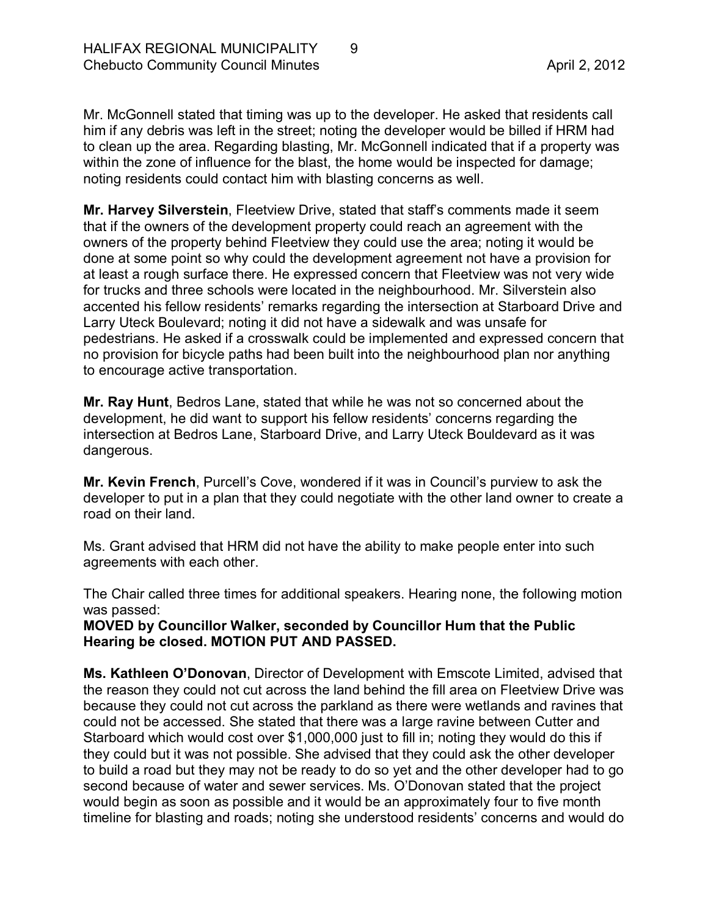Mr. McGonnell stated that timing was up to the developer. He asked that residents call him if any debris was left in the street; noting the developer would be billed if HRM had to clean up the area. Regarding blasting, Mr. McGonnell indicated that if a property was within the zone of influence for the blast, the home would be inspected for damage; noting residents could contact him with blasting concerns as well.

**Mr. Harvey Silverstein**, Fleetview Drive, stated that staff's comments made it seem that if the owners of the development property could reach an agreement with the owners of the property behind Fleetview they could use the area; noting it would be done at some point so why could the development agreement not have a provision for at least a rough surface there. He expressed concern that Fleetview was not very wide for trucks and three schools were located in the neighbourhood. Mr. Silverstein also accented his fellow residents' remarks regarding the intersection at Starboard Drive and Larry Uteck Boulevard; noting it did not have a sidewalk and was unsafe for pedestrians. He asked if a crosswalk could be implemented and expressed concern that no provision for bicycle paths had been built into the neighbourhood plan nor anything to encourage active transportation.

**Mr. Ray Hunt**, Bedros Lane, stated that while he was not so concerned about the development, he did want to support his fellow residents' concerns regarding the intersection at Bedros Lane, Starboard Drive, and Larry Uteck Bouldevard as it was dangerous.

**Mr. Kevin French**, Purcell's Cove, wondered if it was in Council's purview to ask the developer to put in a plan that they could negotiate with the other land owner to create a road on their land.

Ms. Grant advised that HRM did not have the ability to make people enter into such agreements with each other.

The Chair called three times for additional speakers. Hearing none, the following motion was passed:

**MOVED by Councillor Walker, seconded by Councillor Hum that the Public Hearing be closed. MOTION PUT AND PASSED.**

**Ms. Kathleen O'Donovan**, Director of Development with Emscote Limited, advised that the reason they could not cut across the land behind the fill area on Fleetview Drive was because they could not cut across the parkland as there were wetlands and ravines that could not be accessed. She stated that there was a large ravine between Cutter and Starboard which would cost over $1,000,000 just to fill in; noting they would do this if they could but it was not possible. She advised that they could ask the other developer to build a road but they may not be ready to do so yet and the other developer had to go second because of water and sewer services. Ms. O'Donovan stated that the project would begin as soon as possible and it would be an approximately four to five month timeline for blasting and roads; noting she understood residents' concerns and would do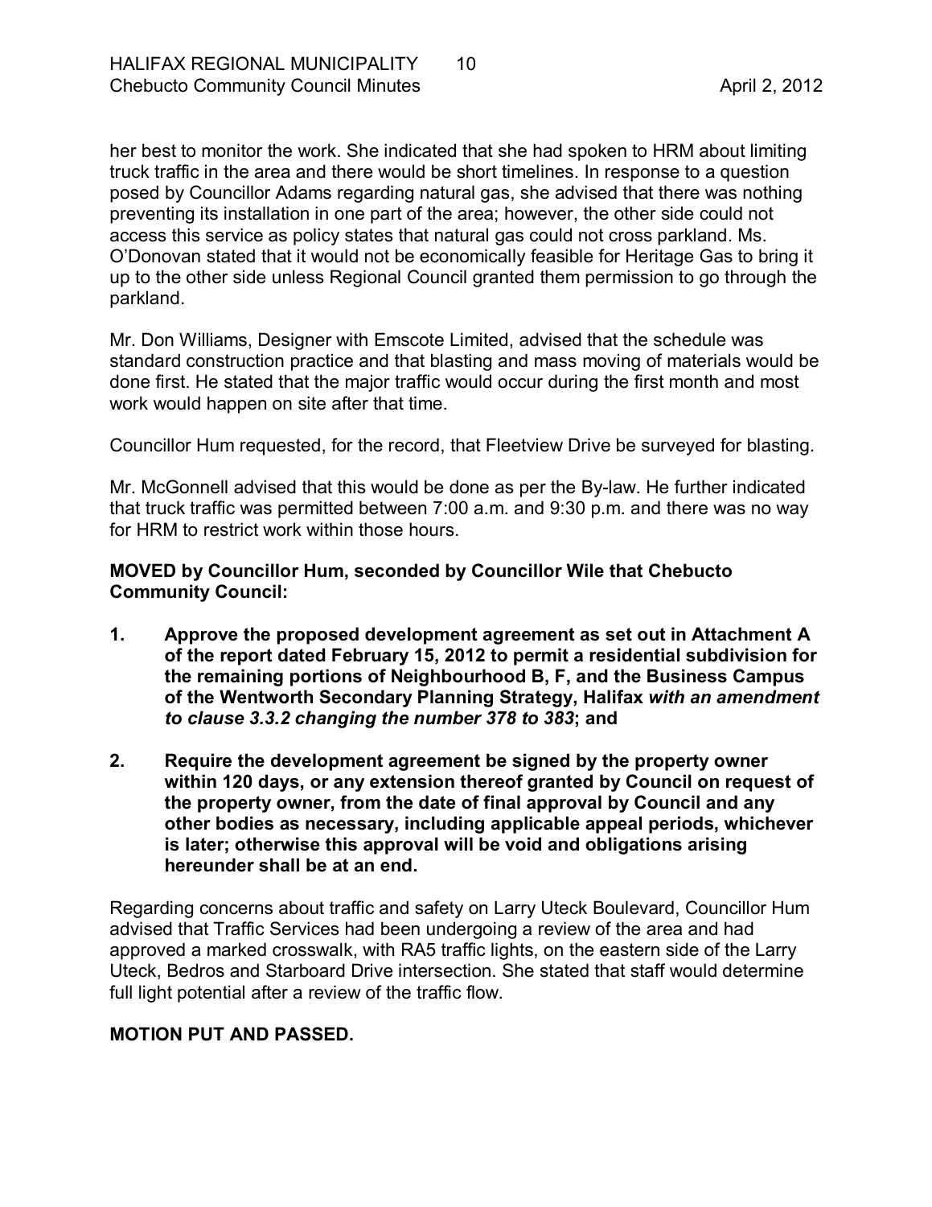her best to monitor the work. She indicated that she had spoken to HRM about limiting truck traffic in the area and there would be short timelines. In response to a question posed by Councillor Adams regarding natural gas, she advised that there was nothing preventing its installation in one part of the area; however, the other side could not access this service as policy states that natural gas could not cross parkland. Ms. O'Donovan stated that it would not be economically feasible for Heritage Gas to bring it up to the other side unless Regional Council granted them permission to go through the parkland.

Mr. Don Williams, Designer with Emscote Limited, advised that the schedule was standard construction practice and that blasting and mass moving of materials would be done first. He stated that the major traffic would occur during the first month and most work would happen on site after that time.

Councillor Hum requested, for the record, that Fleetview Drive be surveyed for blasting.

Mr. McGonnell advised that this would be done as per the By-law. He further indicated that truck traffic was permitted between 7:00 a.m. and 9:30 p.m. and there was no way for HRM to restrict work within those hours.

**MOVED by Councillor Hum, seconded by Councillor Wile that Chebucto Community Council:**

1. **Approve the proposed development agreement as set out in Attachment A of the report dated February 15, 2012 to permit a residential subdivision for the remaining portions of Neighbourhood B, F, and the Business Campus of the Wentworth Secondary Planning Strategy, Halifax *with an amendment to clause 3.3.2 changing the number 378 to 383*; and**
2. **Require the development agreement be signed by the property owner within 120 days, or any extension thereof granted by Council on request of the property owner, from the date of final approval by Council and any other bodies as necessary, including applicable appeal periods, whichever is later; otherwise this approval will be void and obligations arising hereunder shall be at an end.**

Regarding concerns about traffic and safety on Larry Uteck Boulevard, Councillor Hum advised that Traffic Services had been undergoing a review of the area and had approved a marked crosswalk, with RA5 traffic lights, on the eastern side of the Larry Uteck, Bedros and Starboard Drive intersection. She stated that staff would determine full light potential after a review of the traffic flow.

**MOTION PUT AND PASSED.**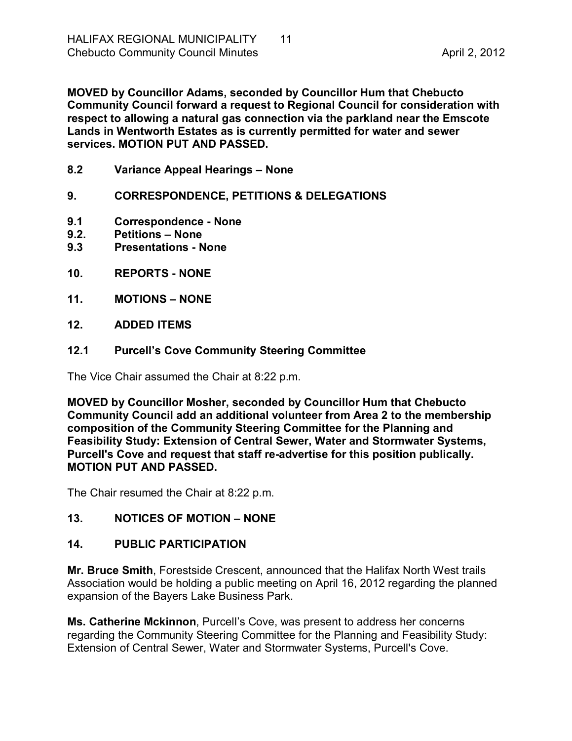**MOVED by Councillor Adams, seconded by Councillor Hum that Chebucto Community Council forward a request to Regional Council for consideration with respect to allowing a natural gas connection via the parkland near the Emscote Lands in Wentworth Estates as is currently permitted for water and sewer services. MOTION PUT AND PASSED.**

### 8.2 Variance Appeal Hearings – None

## 9. CORRESPONDENCE, PETITIONS & DELEGATIONS

### 9.1 Correspondence - None
### 9.2. Petitions – None
### 9.3 Presentations - None

## 10. REPORTS - NONE

## 11. MOTIONS – NONE

## 12. ADDED ITEMS

### 12.1 Purcell's Cove Community Steering Committee

The Vice Chair assumed the Chair at 8:22 p.m.

**MOVED by Councillor Mosher, seconded by Councillor Hum that Chebucto Community Council add an additional volunteer from Area 2 to the membership composition of the Community Steering Committee for the Planning and Feasibility Study: Extension of Central Sewer, Water and Stormwater Systems, Purcell's Cove and request that staff re-advertise for this position publically. MOTION PUT AND PASSED.**

The Chair resumed the Chair at 8:22 p.m.

## 13. NOTICES OF MOTION – NONE

## 14. PUBLIC PARTICIPATION

**Mr. Bruce Smith**, Foreststide Crescent, announced that the Halifax North West trails Association would be holding a public meeting on April 16, 2012 regarding the planned expansion of the Bayers Lake Business Park.

**Ms. Catherine Mckinnon**, Purcell's Cove, was present to address her concerns regarding the Community Steering Committee for the Planning and Feasibility Study: Extension of Central Sewer, Water and Stormwater Systems, Purcell's Cove.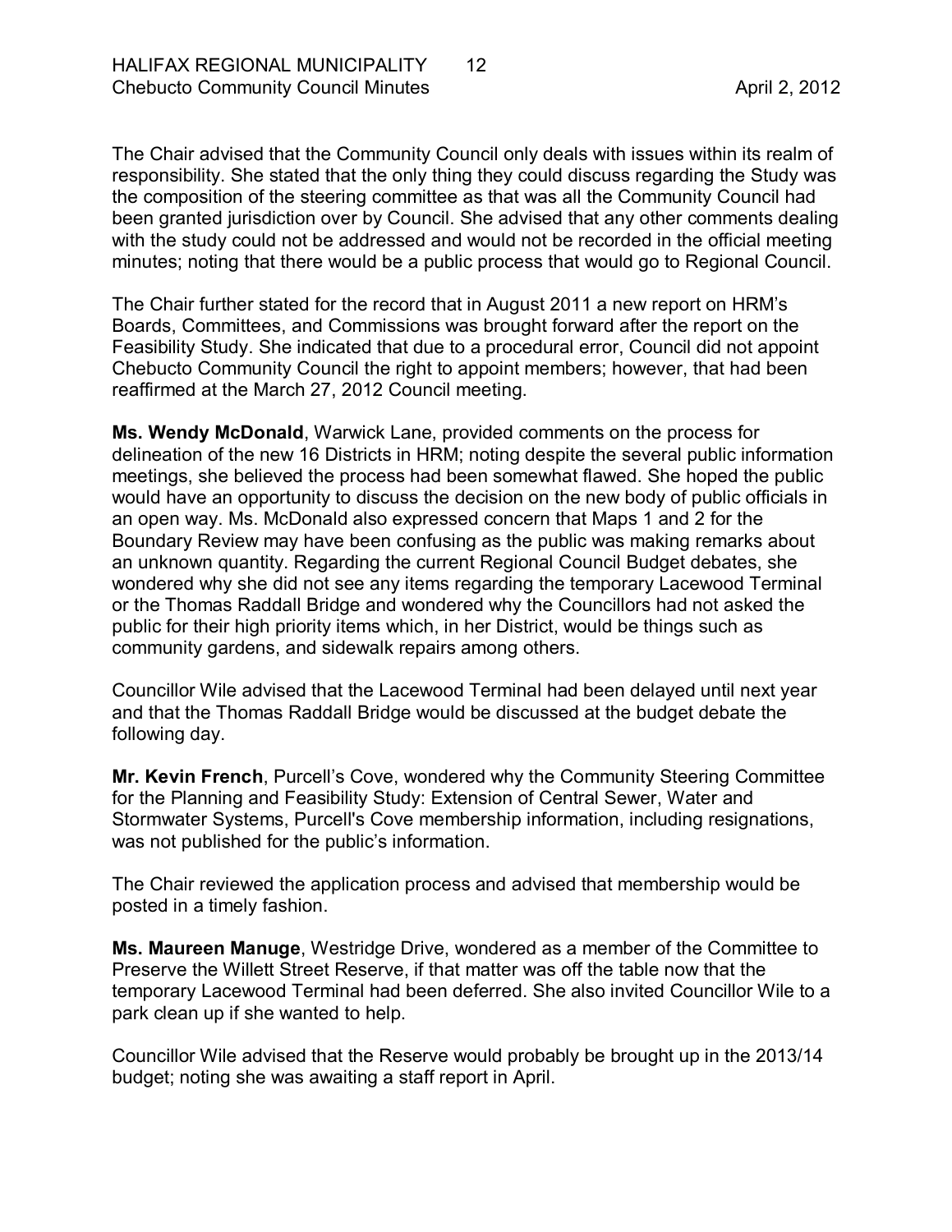The Chair advised that the Community Council only deals with issues within its realm of responsibility. She stated that the only thing they could discuss regarding the Study was the composition of the steering committee as that was all the Community Council had been granted jurisdiction over by Council. She advised that any other comments dealing with the study could not be addressed and would not be recorded in the official meeting minutes; noting that there would be a public process that would go to Regional Council.

The Chair further stated for the record that in August 2011 a new report on HRM's Boards, Committees, and Commissions was brought forward after the report on the Feasibility Study. She indicated that due to a procedural error, Council did not appoint Chebucto Community Council the right to appoint members; however, that had been reaffirmed at the March 27, 2012 Council meeting.

**Ms. Wendy McDonald**, Warwick Lane, provided comments on the process for delineation of the new 16 Districts in HRM; noting despite the several public information meetings, she believed the process had been somewhat flawed. She hoped the public would have an opportunity to discuss the decision on the new body of public officials in an open way. Ms. McDonald also expressed concern that Maps 1 and 2 for the Boundary Review may have been confusing as the public was making remarks about an unknown quantity. Regarding the current Regional Council Budget debates, she wondered why she did not see any items regarding the temporary Lacewood Terminal or the Thomas Raddall Bridge and wondered why the Councillors had not asked the public for their high priority items which, in her District, would be things such as community gardens, and sidewalk repairs among others.

Councillor Wile advised that the Lacewood Terminal had been delayed until next year and that the Thomas Raddall Bridge would be discussed at the budget debate the following day.

**Mr. Kevin French**, Purcell's Cove, wondered why the Community Steering Committee for the Planning and Feasibility Study: Extension of Central Sewer, Water and Stormwater Systems, Purcell's Cove membership information, including resignations, was not published for the public's information.

The Chair reviewed the application process and advised that membership would be posted in a timely fashion.

**Ms. Maureen Manuge**, Westridge Drive, wondered as a member of the Committee to Preserve the Willett Street Reserve, if that matter was off the table now that the temporary Lacewood Terminal had been deferred. She also invited Councillor Wile to a park clean up if she wanted to help.

Councillor Wile advised that the Reserve would probably be brought up in the 2013/14 budget; noting she was awaiting a staff report in April.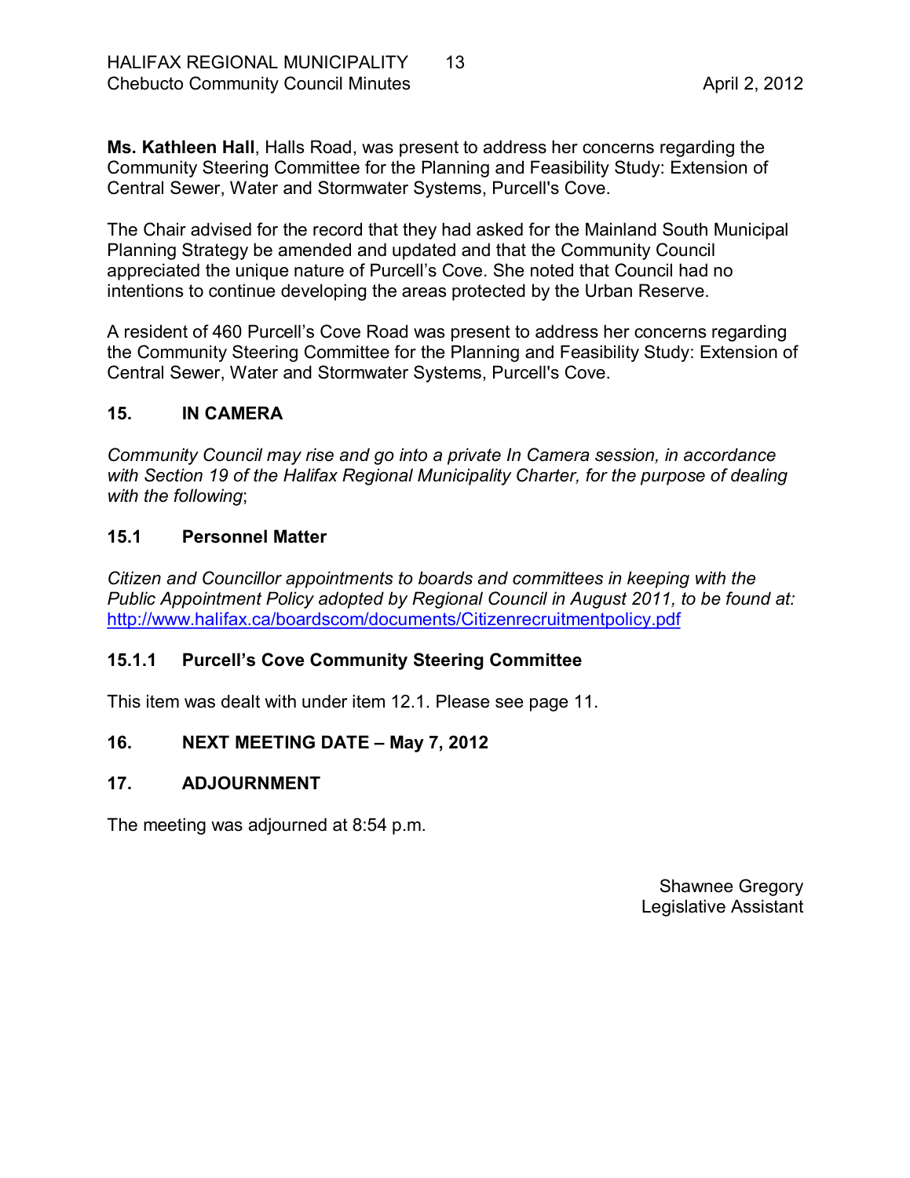**Ms. Kathleen Hall**, Halls Road, was present to address her concerns regarding the Community Steering Committee for the Planning and Feasibility Study: Extension of Central Sewer, Water and Stormwater Systems, Purcell's Cove.

The Chair advised for the record that they had asked for the Mainland South Municipal Planning Strategy be amended and updated and that the Community Council appreciated the unique nature of Purcell's Cove. She noted that Council had no intentions to continue developing the areas protected by the Urban Reserve.

A resident of 460 Purcell's Cove Road was present to address her concerns regarding the Community Steering Committee for the Planning and Feasibility Study: Extension of Central Sewer, Water and Stormwater Systems, Purcell's Cove.

## 15. IN CAMERA

*Community Council may rise and go into a private In Camera session, in accordance with Section 19 of the Halifax Regional Municipality Charter, for the purpose of dealing with the following*;

### 15.1 Personnel Matter

*Citizen and Councillor appointments to boards and committees in keeping with the Public Appointment Policy adopted by Regional Council in August 2011, to be found at:* [http://www.halifax.ca/boardscom/documents/Citizenrecruitmentpolicy.pdf](http://www.halifax.ca/boardscom/documents/Citizenrecruitmentpolicy.pdf)

#### 15.1.1 Purcell's Cove Community Steering Committee

This item was dealt with under item 12.1. Please see page 11.

## 16. NEXT MEETING DATE – May 7, 2012

## 17. ADJOURNMENT

The meeting was adjourned at 8:54 p.m.

Shawnee Gregory
Legislative Assistant